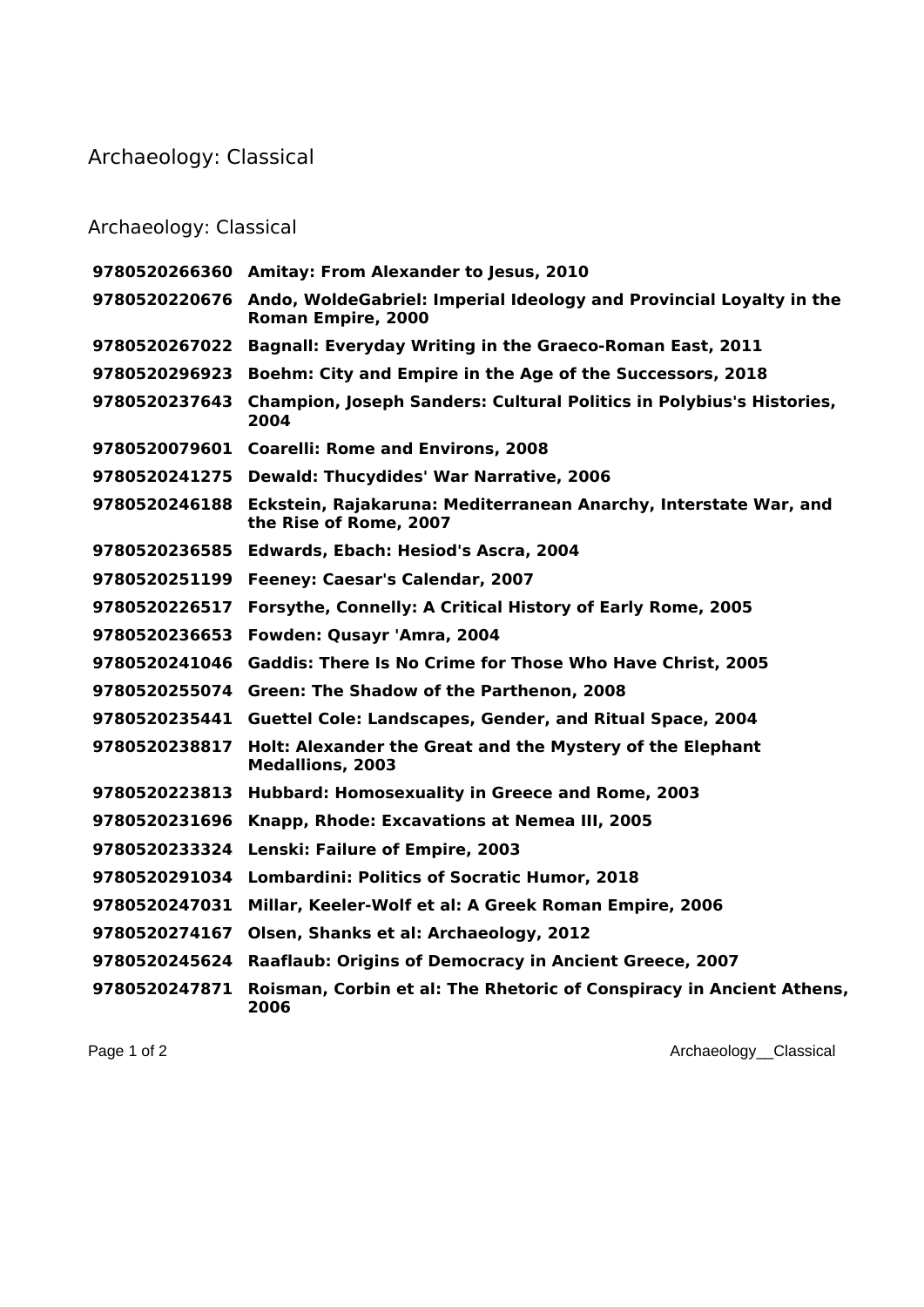# Archaeology: Classical

## Archaeology: Classical

| | |
|---|---|
| **9780520266360** | **Amitay: From Alexander to Jesus, 2010** |
| **9780520220676** | **Ando, WoldeGabriel: Imperial Ideology and Provincial Loyalty in the Roman Empire, 2000** |
| **9780520267022** | **Bagnall: Everyday Writing in the Graeco-Roman East, 2011** |
| **9780520296923** | **Boehm: City and Empire in the Age of the Successors, 2018** |
| **9780520237643** | **Champion, Joseph Sanders: Cultural Politics in Polybius's Histories, 2004** |
| **9780520079601** | **Coarelli: Rome and Environs, 2008** |
| **9780520241275** | **Dewald: Thucydides' War Narrative, 2006** |
| **9780520246188** | **Eckstein, Rajakaruna: Mediterranean Anarchy, Interstate War, and the Rise of Rome, 2007** |
| **9780520236585** | **Edwards, Ebach: Hesiod's Ascra, 2004** |
| **9780520251199** | **Feeney: Caesar's Calendar, 2007** |
| **9780520226517** | **Forsythe, Connelly: A Critical History of Early Rome, 2005** |
| **9780520236653** | **Fowden: Qusayr 'Amra, 2004** |
| **9780520241046** | **Gaddis: There Is No Crime for Those Who Have Christ, 2005** |
| **9780520255074** | **Green: The Shadow of the Parthenon, 2008** |
| **9780520235441** | **Guettel Cole: Landscapes, Gender, and Ritual Space, 2004** |
| **9780520238817** | **Holt: Alexander the Great and the Mystery of the Elephant Medallions, 2003** |
| **9780520223813** | **Hubbard: Homosexuality in Greece and Rome, 2003** |
| **9780520231696** | **Knapp, Rhode: Excavations at Nemea III, 2005** |
| **9780520233324** | **Lenski: Failure of Empire, 2003** |
| **9780520291034** | **Lombardini: Politics of Socratic Humor, 2018** |
| **9780520247031** | **Millar, Keeler-Wolf et al: A Greek Roman Empire, 2006** |
| **9780520274167** | **Olsen, Shanks et al: Archaeology, 2012** |
| **9780520245624** | **Raaflaub: Origins of Democracy in Ancient Greece, 2007** |
| **9780520247871** | **Roisman, Corbin et al: The Rhetoric of Conspiracy in Ancient Athens, 2006** |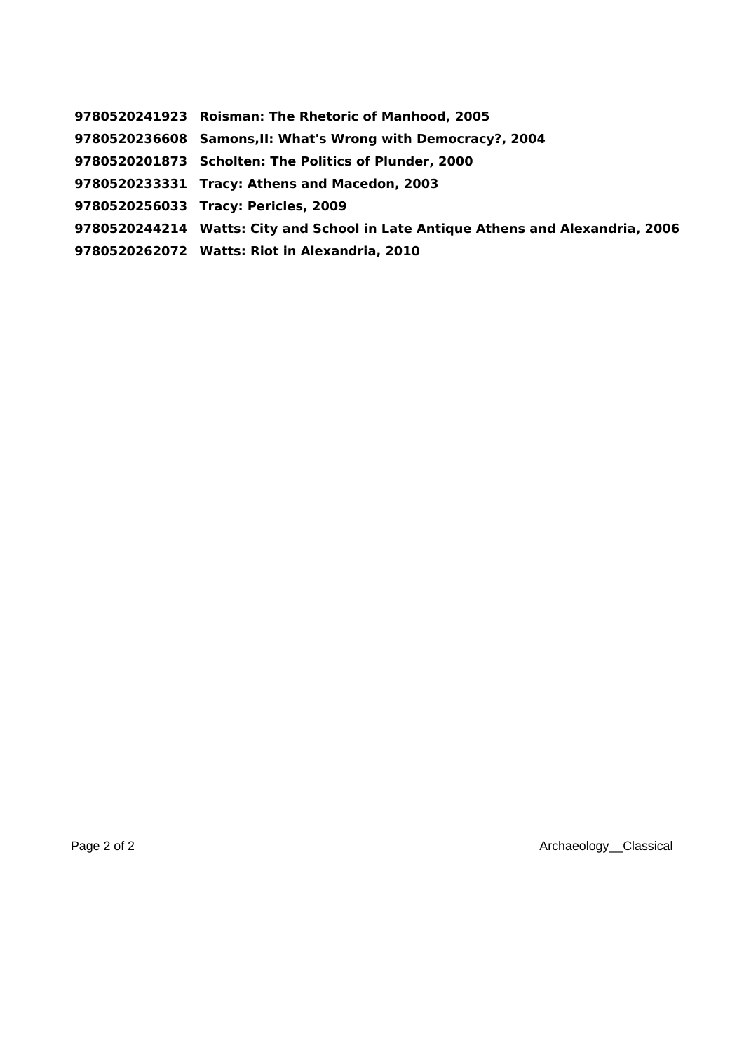**9780520241923 Roisman: The Rhetoric of Manhood, 2005**
**9780520236608 Samons,II: What's Wrong with Democracy?, 2004**
**9780520201873 Scholten: The Politics of Plunder, 2000**
**9780520233331 Tracy: Athens and Macedon, 2003**
**9780520256033 Tracy: Pericles, 2009**
**9780520244214 Watts: City and School in Late Antique Athens and Alexandria, 2006**
**9780520262072 Watts: Riot in Alexandria, 2010**